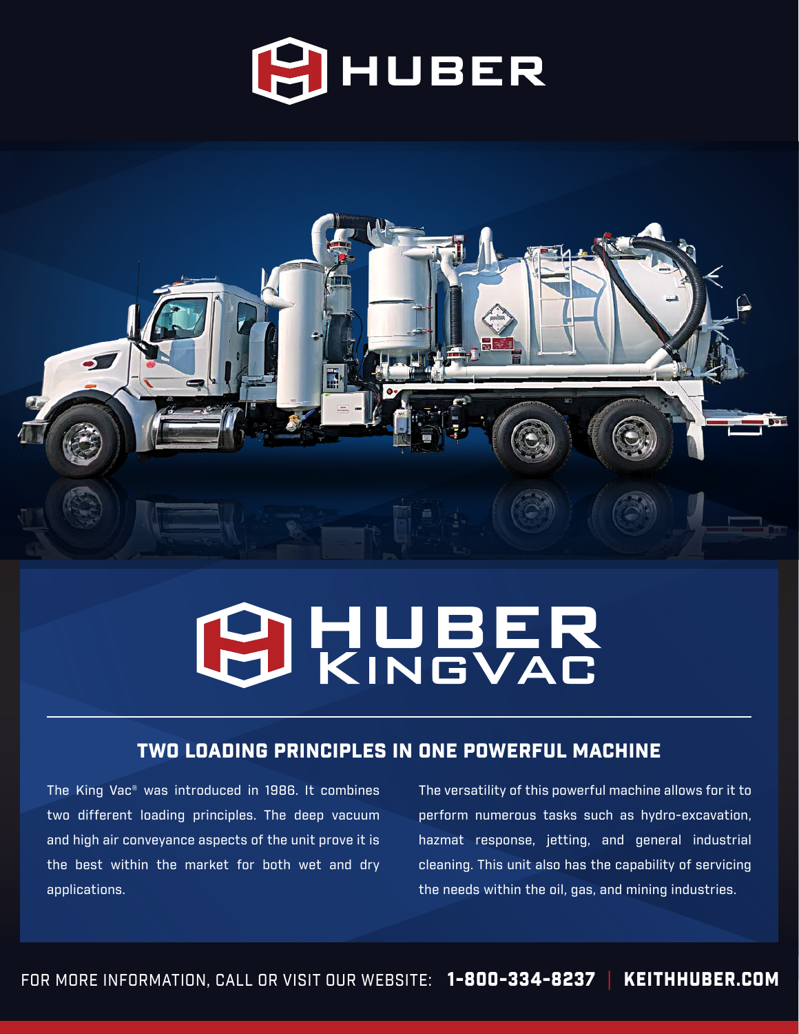# HUBER

# HUBER KINGVAC

## TWO LOADING PRINCIPLES IN ONE POWERFUL MACHINE

The King Vac® was introduced in 1986. It combines two different loading principles. The deep vacuum and high air conveyance aspects of the unit prove it is the best within the market for both wet and dry applications.

The versatility of this powerful machine allows for it to perform numerous tasks such as hydro-excavation, hazmat response, jetting, and general industrial cleaning. This unit also has the capability of servicing the needs within the oil, gas, and mining industries.

FOR MORE INFORMATION, CALL OR VISIT OUR WEBSITE: **1-800-334-8237** | **KEITHHUBER.COM**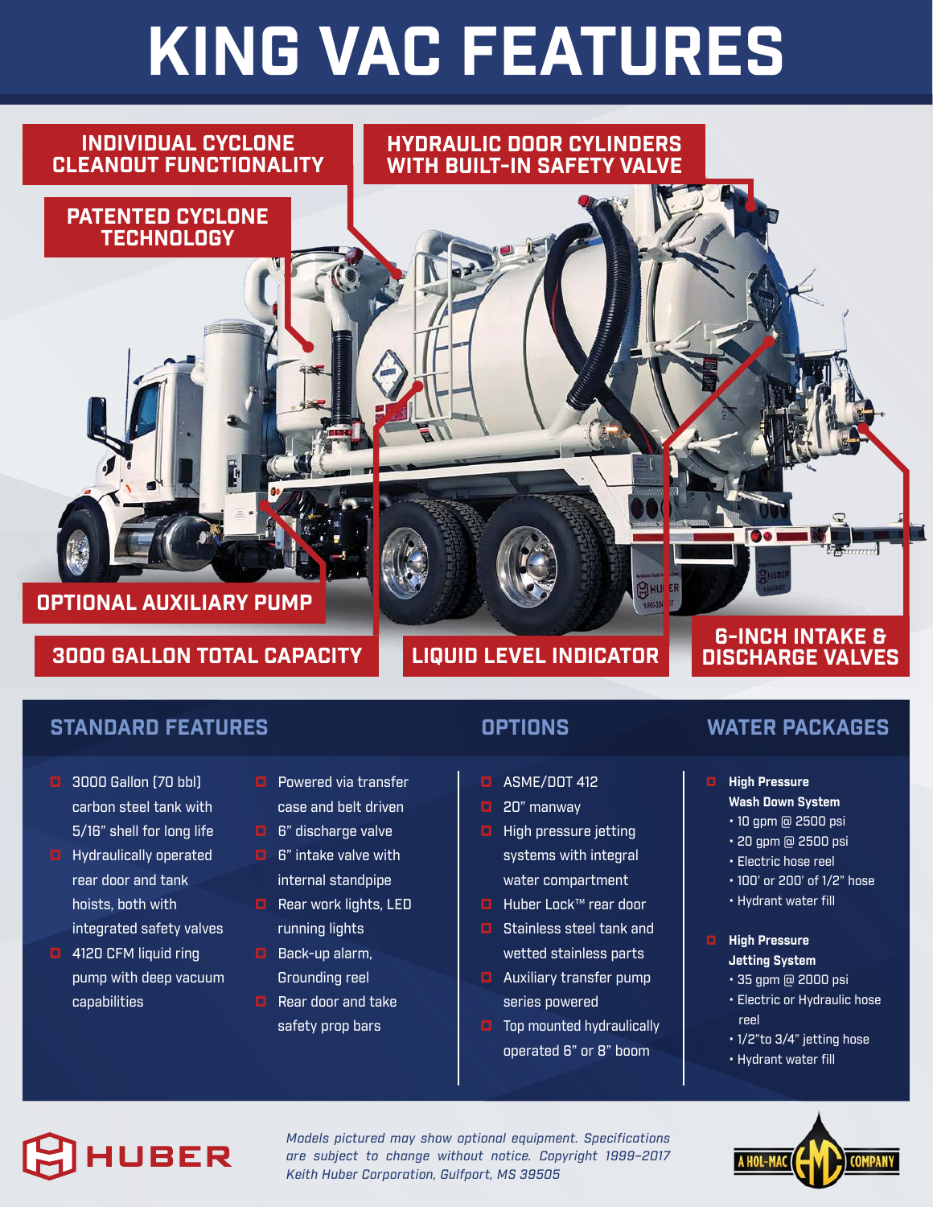# KING VAC FEATURES

INDIVIDUAL CYCLONE CLEANOUT FUNCTIONALITY

HYDRAULIC DOOR CYLINDERS WITH BUILT-IN SAFETY VALVE

PATENTED CYCLONE TECHNOLOGY

OPTIONAL AUXILIARY PUMP

3000 GALLON TOTAL CAPACITY

LIQUID LEVEL INDICATOR

6-INCH INTAKE & DISCHARGE VALVES

## STANDARD FEATURES

- 3000 Gallon (70 bbl) carbon steel tank with 5/16" shell for long life
- Hydraulically operated rear door and tank hoists, both with integrated safety valves
- 4120 CFM liquid ring pump with deep vacuum capabilities
- Powered via transfer case and belt driven
- 6" discharge valve
- 6" intake valve with internal standpipe
- Rear work lights, LED running lights
- Back-up alarm, Grounding reel
- Rear door and take safety prop bars

## OPTIONS

- ASME/DOT 412
- 20" manway
- High pressure jetting systems with integral water compartment
- Huber Lock™ rear door
- Stainless steel tank and wetted stainless parts
- Auxiliary transfer pump series powered
- Top mounted hydraulically operated 6" or 8" boom

## WATER PACKAGES

- **High Pressure Wash Down System**
  - 10 gpm @ 2500 psi
  - 20 gpm @ 2500 psi
  - Electric hose reel
  - 100' or 200' of 1/2" hose
  - Hydrant water fill
- **High Pressure Jetting System**
  - 35 gpm @ 2000 psi
  - Electric or Hydraulic hose reel
  - 1/2"to 3/4" jetting hose
  - Hydrant water fill

HUBER

*Models pictured may show optional equipment. Specifications are subject to change without notice. Copyright 1999–2017 Keith Huber Corporation, Gulfport, MS 39505*

A HOL-MAC COMPANY